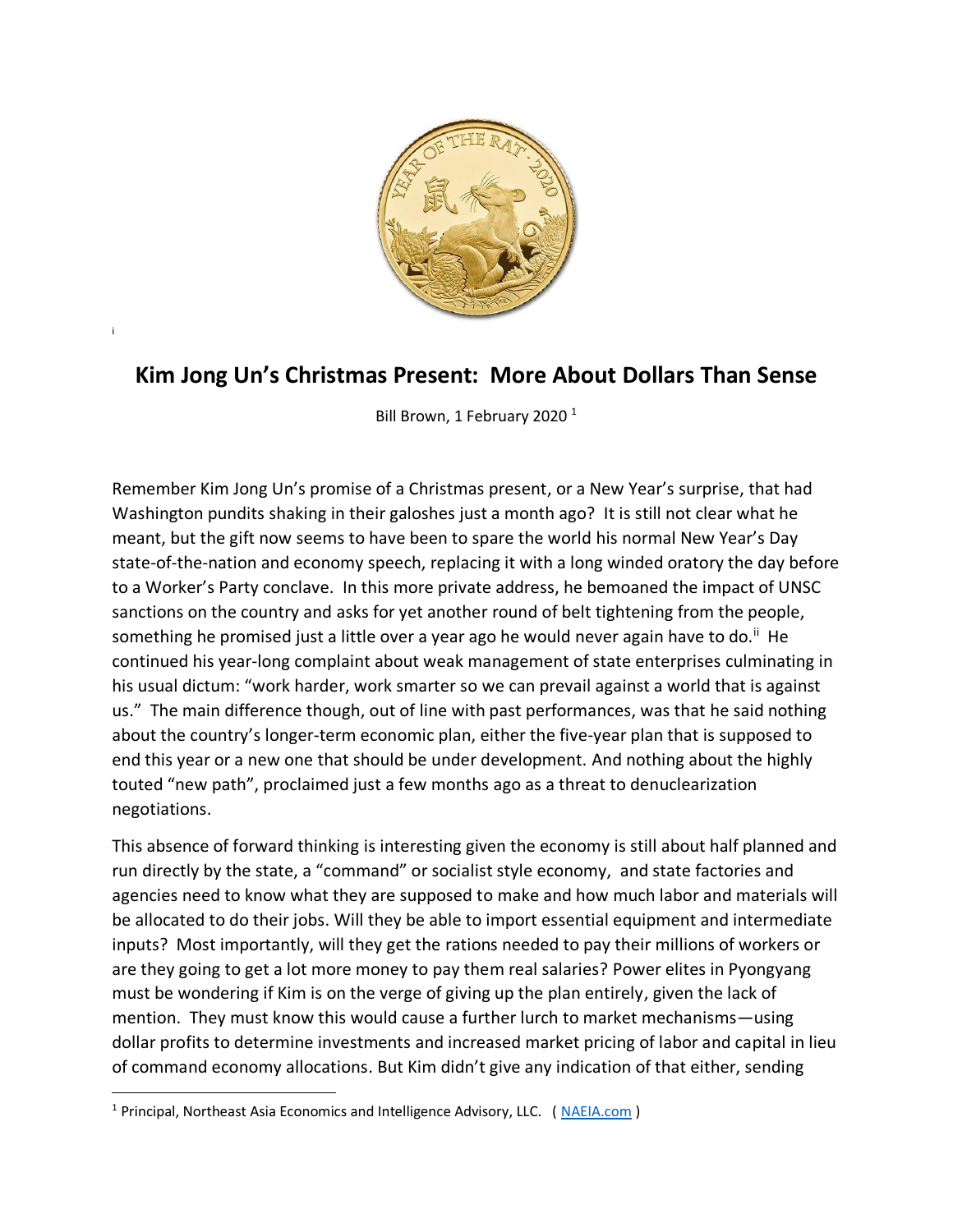[i]

# Kim Jong Un's Christmas Present: More About Dollars Than Sense

Bill Brown, 1 February 2020 [1]

Remember Kim Jong Un's promise of a Christmas present, or a New Year's surprise, that had Washington pundits shaking in their galoshes just a month ago? It is still not clear what he meant, but the gift now seems to have been to spare the world his normal New Year's Day state-of-the-nation and economy speech, replacing it with a long winded oratory the day before to a Worker's Party conclave. In this more private address, he bemoaned the impact of UNSC sanctions on the country and asks for yet another round of belt tightening from the people, something he promised just a little over a year ago he would never again have to do.[ii] He continued his year-long complaint about weak management of state enterprises culminating in his usual dictum: "work harder, work smarter so we can prevail against a world that is against us." The main difference though, out of line with past performances, was that he said nothing about the country's longer-term economic plan, either the five-year plan that is supposed to end this year or a new one that should be under development. And nothing about the highly touted "new path", proclaimed just a few months ago as a threat to denuclearization negotiations.

This absence of forward thinking is interesting given the economy is still about half planned and run directly by the state, a "command" or socialist style economy, and state factories and agencies need to know what they are supposed to make and how much labor and materials will be allocated to do their jobs. Will they be able to import essential equipment and intermediate inputs? Most importantly, will they get the rations needed to pay their millions of workers or are they going to get a lot more money to pay them real salaries? Power elites in Pyongyang must be wondering if Kim is on the verge of giving up the plan entirely, given the lack of mention. They must know this would cause a further lurch to market mechanisms—using dollar profits to determine investments and increased market pricing of labor and capital in lieu of command economy allocations. But Kim didn't give any indication of that either, sending

[1] Principal, Northeast Asia Economics and Intelligence Advisory, LLC. ( NAEIA.com )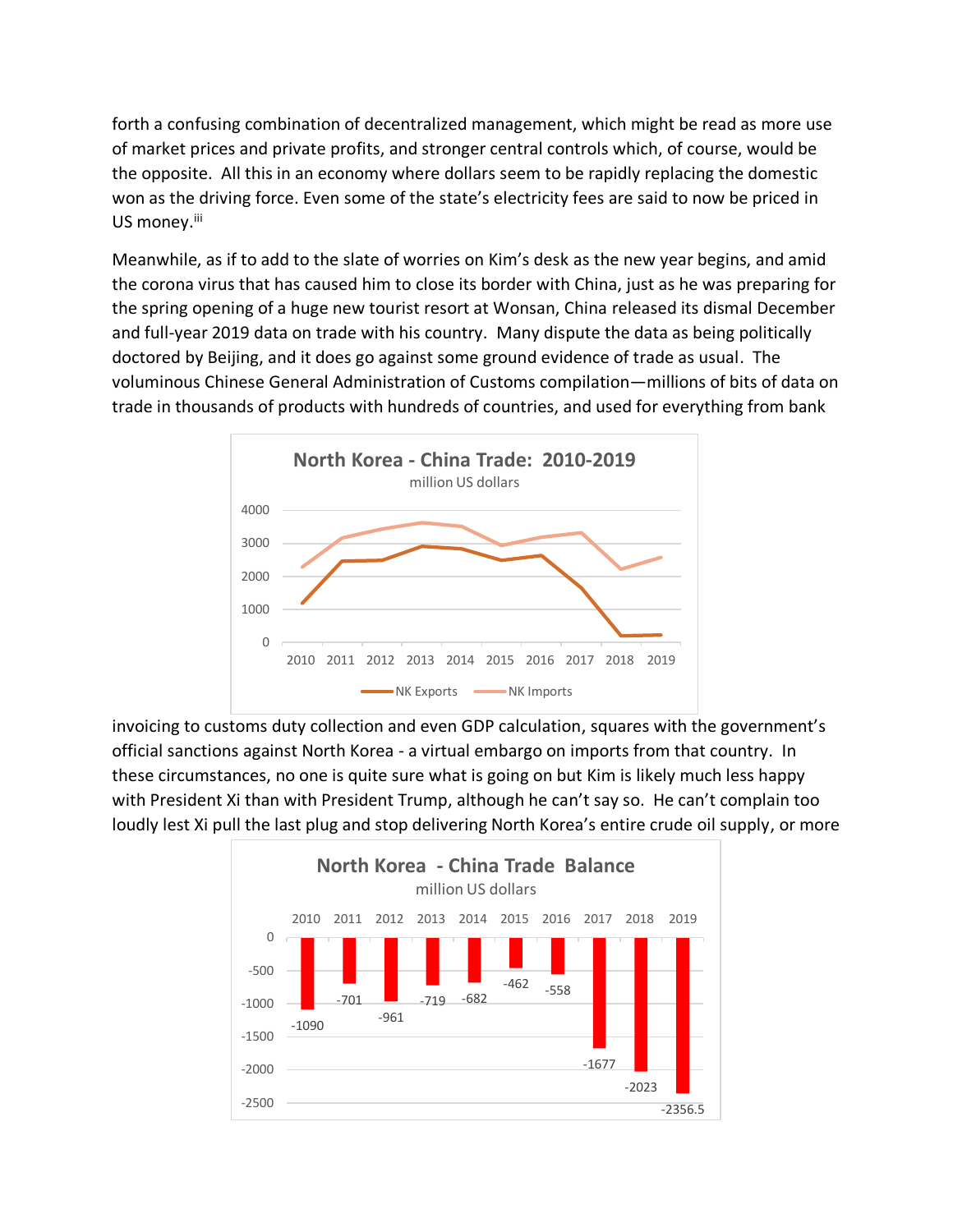forth a confusing combination of decentralized management, which might be read as more use of market prices and private profits, and stronger central controls which, of course, would be the opposite. All this in an economy where dollars seem to be rapidly replacing the domestic won as the driving force. Even some of the state's electricity fees are said to now be priced in US money.[iii]

Meanwhile, as if to add to the slate of worries on Kim's desk as the new year begins, and amid the corona virus that has caused him to close its border with China, just as he was preparing for the spring opening of a huge new tourist resort at Wonsan, China released its dismal December and full-year 2019 data on trade with his country. Many dispute the data as being politically doctored by Beijing, and it does go against some ground evidence of trade as usual. The voluminous Chinese General Administration of Customs compilation—millions of bits of data on trade in thousands of products with hundreds of countries, and used for everything from bank invoicing to customs duty collection and even GDP calculation, squares with the government's official sanctions against North Korea - a virtual embargo on imports from that country. In these circumstances, no one is quite sure what is going on but Kim is likely much less happy with President Xi than with President Trump, although he can't say so. He can't complain too loudly lest Xi pull the last plug and stop delivering North Korea's entire crude oil supply, or more

**North Korea - China Trade: 2010-2019**
million US dollars

(Line chart: NK Exports, NK Imports, 2010–2019)

**North Korea - China Trade Balance**
million US dollars

| Year | Balance |
|---|---|
| 2010 | -1090 |
| 2011 | -701 |
| 2012 | -961 |
| 2013 | -719 |
| 2014 | -682 |
| 2015 | -462 |
| 2016 | -558 |
| 2017 | -1677 |
| 2018 | -2023 |
| 2019 | -2356.5 |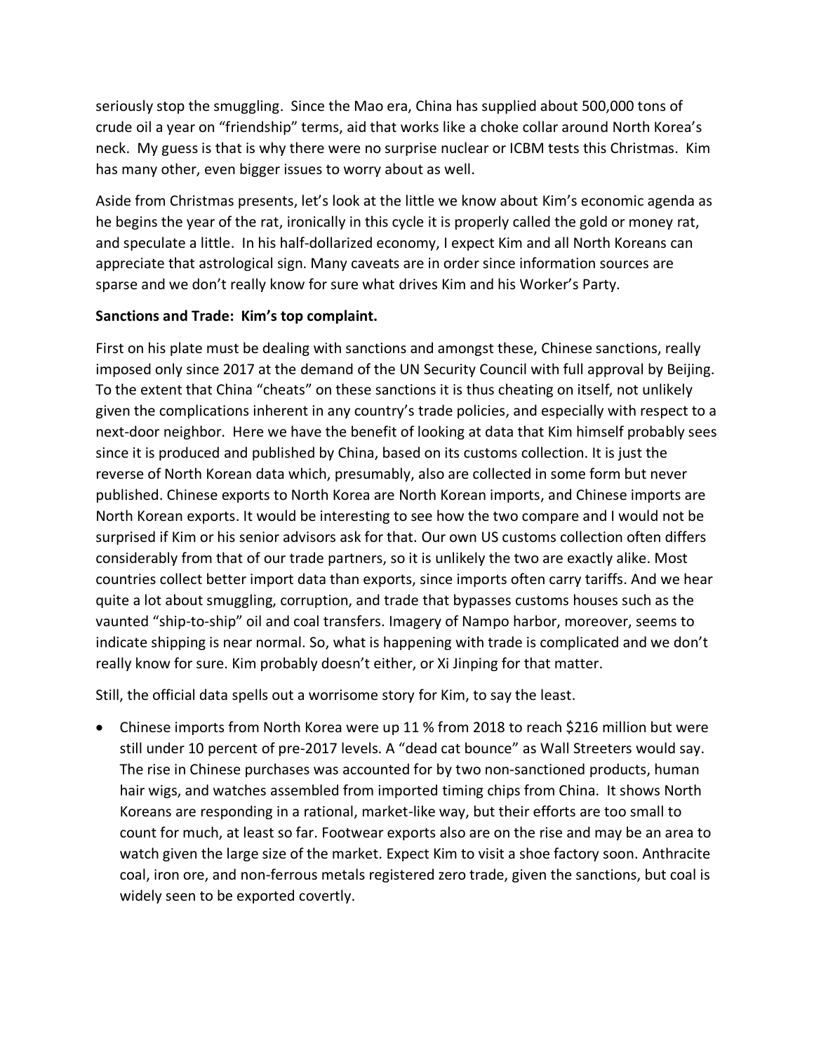seriously stop the smuggling.  Since the Mao era, China has supplied about 500,000 tons of crude oil a year on "friendship" terms, aid that works like a choke collar around North Korea's neck.  My guess is that is why there were no surprise nuclear or ICBM tests this Christmas.  Kim has many other, even bigger issues to worry about as well.

Aside from Christmas presents, let's look at the little we know about Kim's economic agenda as he begins the year of the rat, ironically in this cycle it is properly called the gold or money rat, and speculate a little.  In his half-dollarized economy, I expect Kim and all North Koreans can appreciate that astrological sign. Many caveats are in order since information sources are sparse and we don't really know for sure what drives Kim and his Worker's Party.

**Sanctions and Trade:  Kim's top complaint.**

First on his plate must be dealing with sanctions and amongst these, Chinese sanctions, really imposed only since 2017 at the demand of the UN Security Council with full approval by Beijing. To the extent that China "cheats" on these sanctions it is thus cheating on itself, not unlikely given the complications inherent in any country's trade policies, and especially with respect to a next-door neighbor.  Here we have the benefit of looking at data that Kim himself probably sees since it is produced and published by China, based on its customs collection. It is just the reverse of North Korean data which, presumably, also are collected in some form but never published. Chinese exports to North Korea are North Korean imports, and Chinese imports are North Korean exports. It would be interesting to see how the two compare and I would not be surprised if Kim or his senior advisors ask for that. Our own US customs collection often differs considerably from that of our trade partners, so it is unlikely the two are exactly alike. Most countries collect better import data than exports, since imports often carry tariffs. And we hear quite a lot about smuggling, corruption, and trade that bypasses customs houses such as the vaunted "ship-to-ship" oil and coal transfers. Imagery of Nampo harbor, moreover, seems to indicate shipping is near normal. So, what is happening with trade is complicated and we don't really know for sure. Kim probably doesn't either, or Xi Jinping for that matter.

Still, the official data spells out a worrisome story for Kim, to say the least.

- Chinese imports from North Korea were up 11 % from 2018 to reach $216 million but were still under 10 percent of pre-2017 levels. A "dead cat bounce" as Wall Streeters would say. The rise in Chinese purchases was accounted for by two non-sanctioned products, human hair wigs, and watches assembled from imported timing chips from China.  It shows North Koreans are responding in a rational, market-like way, but their efforts are too small to count for much, at least so far. Footwear exports also are on the rise and may be an area to watch given the large size of the market. Expect Kim to visit a shoe factory soon. Anthracite coal, iron ore, and non-ferrous metals registered zero trade, given the sanctions, but coal is widely seen to be exported covertly.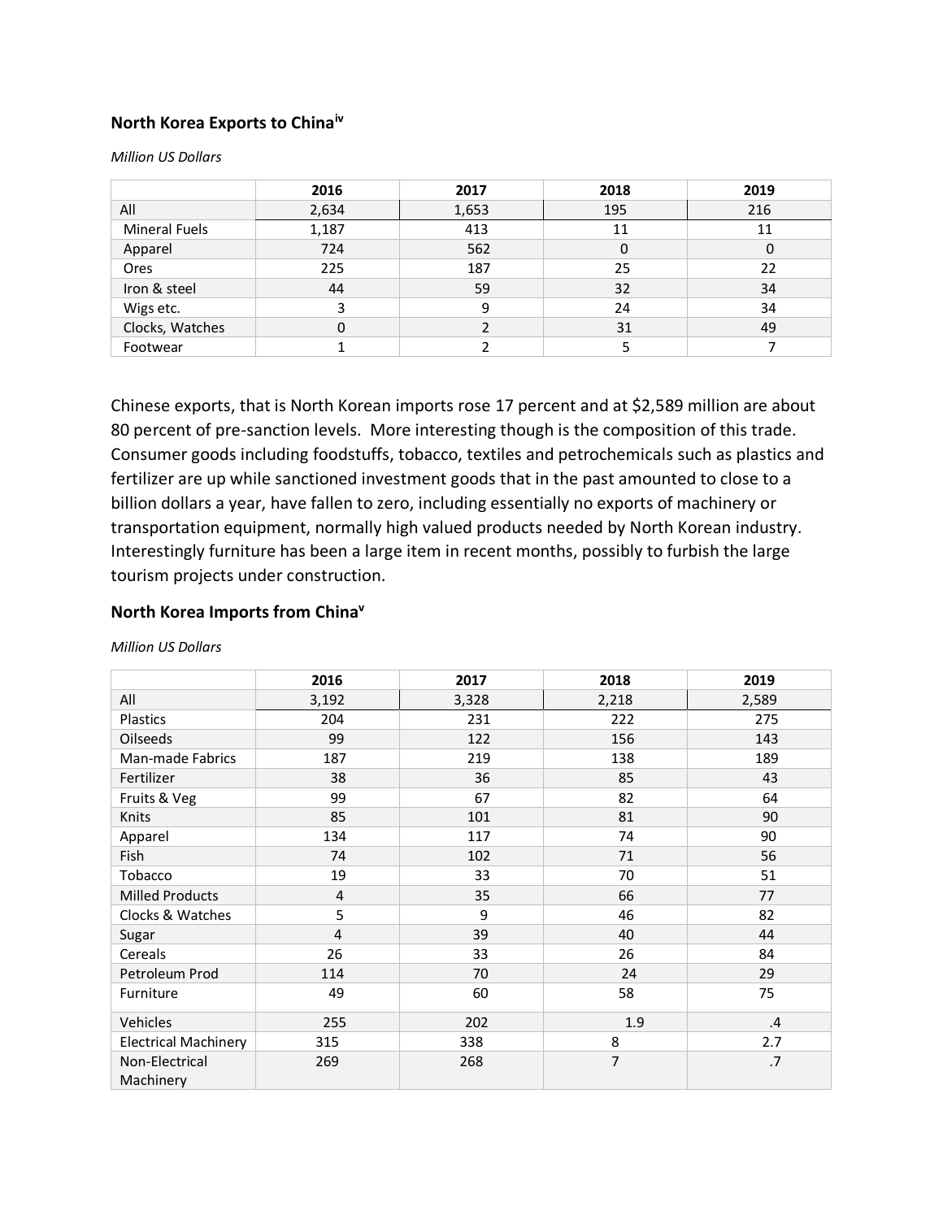### North Korea Exports to China[iv]

*Million US Dollars*

| | 2016 | 2017 | 2018 | 2019 |
|---|---|---|---|---|
| All | 2,634 | 1,653 | 195 | 216 |
| Mineral Fuels | 1,187 | 413 | 11 | 11 |
| Apparel | 724 | 562 | 0 | 0 |
| Ores | 225 | 187 | 25 | 22 |
| Iron & steel | 44 | 59 | 32 | 34 |
| Wigs etc. | 3 | 9 | 24 | 34 |
| Clocks, Watches | 0 | 2 | 31 | 49 |
| Footwear | 1 | 2 | 5 | 7 |

Chinese exports, that is North Korean imports rose 17 percent and at $2,589 million are about 80 percent of pre-sanction levels. More interesting though is the composition of this trade. Consumer goods including foodstuffs, tobacco, textiles and petrochemicals such as plastics and fertilizer are up while sanctioned investment goods that in the past amounted to close to a billion dollars a year, have fallen to zero, including essentially no exports of machinery or transportation equipment, normally high valued products needed by North Korean industry. Interestingly furniture has been a large item in recent months, possibly to furbish the large tourism projects under construction.

### North Korea Imports from China[v]

*Million US Dollars*

| | 2016 | 2017 | 2018 | 2019 |
|---|---|---|---|---|
| All | 3,192 | 3,328 | 2,218 | 2,589 |
| Plastics | 204 | 231 | 222 | 275 |
| Oilseeds | 99 | 122 | 156 | 143 |
| Man-made Fabrics | 187 | 219 | 138 | 189 |
| Fertilizer | 38 | 36 | 85 | 43 |
| Fruits & Veg | 99 | 67 | 82 | 64 |
| Knits | 85 | 101 | 81 | 90 |
| Apparel | 134 | 117 | 74 | 90 |
| Fish | 74 | 102 | 71 | 56 |
| Tobacco | 19 | 33 | 70 | 51 |
| Milled Products | 4 | 35 | 66 | 77 |
| Clocks & Watches | 5 | 9 | 46 | 82 |
| Sugar | 4 | 39 | 40 | 44 |
| Cereals | 26 | 33 | 26 | 84 |
| Petroleum Prod | 114 | 70 | 24 | 29 |
| Furniture | 49 | 60 | 58 | 75 |
| Vehicles | 255 | 202 | 1.9 | .4 |
| Electrical Machinery | 315 | 338 | 8 | 2.7 |
| Non-Electrical Machinery | 269 | 268 | 7 | .7 |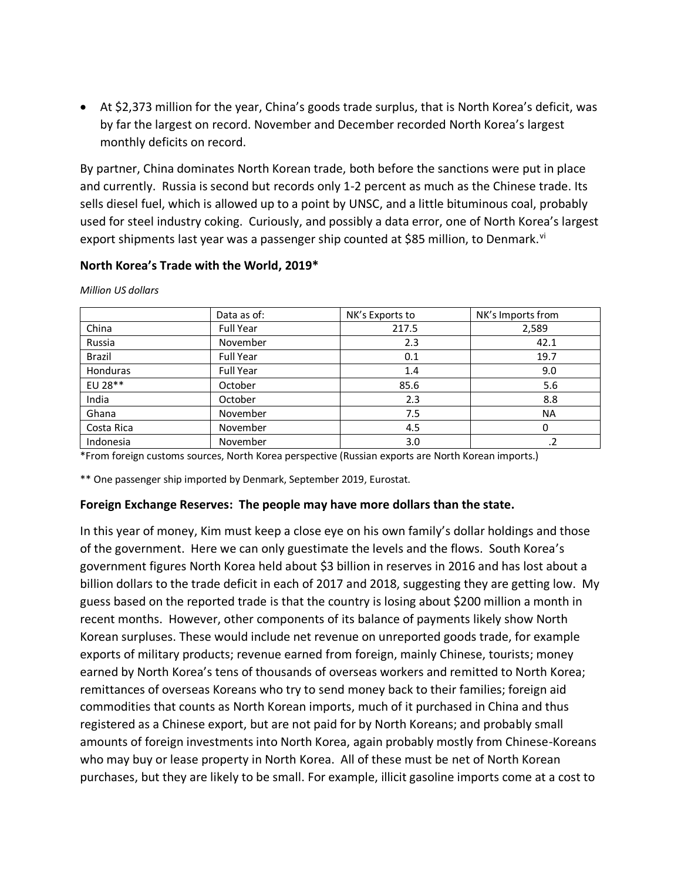- At $2,373 million for the year, China's goods trade surplus, that is North Korea's deficit, was by far the largest on record. November and December recorded North Korea's largest monthly deficits on record.

By partner, China dominates North Korean trade, both before the sanctions were put in place and currently. Russia is second but records only 1-2 percent as much as the Chinese trade. Its sells diesel fuel, which is allowed up to a point by UNSC, and a little bituminous coal, probably used for steel industry coking. Curiously, and possibly a data error, one of North Korea's largest export shipments last year was a passenger ship counted at $85 million, to Denmark.[vi]

**North Korea's Trade with the World, 2019***

*Million US dollars*

| | Data as of: | NK's Exports to | NK's Imports from |
|---|---|---|---|
| China | Full Year | 217.5 | 2,589 |
| Russia | November | 2.3 | 42.1 |
| Brazil | Full Year | 0.1 | 19.7 |
| Honduras | Full Year | 1.4 | 9.0 |
| EU 28** | October | 85.6 | 5.6 |
| India | October | 2.3 | 8.8 |
| Ghana | November | 7.5 | NA |
| Costa Rica | November | 4.5 | 0 |
| Indonesia | November | 3.0 | .2 |

*From foreign customs sources, North Korea perspective (Russian exports are North Korean imports.)

** One passenger ship imported by Denmark, September 2019, Eurostat.

**Foreign Exchange Reserves: The people may have more dollars than the state.**

In this year of money, Kim must keep a close eye on his own family's dollar holdings and those of the government. Here we can only guestimate the levels and the flows. South Korea's government figures North Korea held about $3 billion in reserves in 2016 and has lost about a billion dollars to the trade deficit in each of 2017 and 2018, suggesting they are getting low. My guess based on the reported trade is that the country is losing about $200 million a month in recent months. However, other components of its balance of payments likely show North Korean surpluses. These would include net revenue on unreported goods trade, for example exports of military products; revenue earned from foreign, mainly Chinese, tourists; money earned by North Korea's tens of thousands of overseas workers and remitted to North Korea; remittances of overseas Koreans who try to send money back to their families; foreign aid commodities that counts as North Korean imports, much of it purchased in China and thus registered as a Chinese export, but are not paid for by North Koreans; and probably small amounts of foreign investments into North Korea, again probably mostly from Chinese-Koreans who may buy or lease property in North Korea. All of these must be net of North Korean purchases, but they are likely to be small. For example, illicit gasoline imports come at a cost to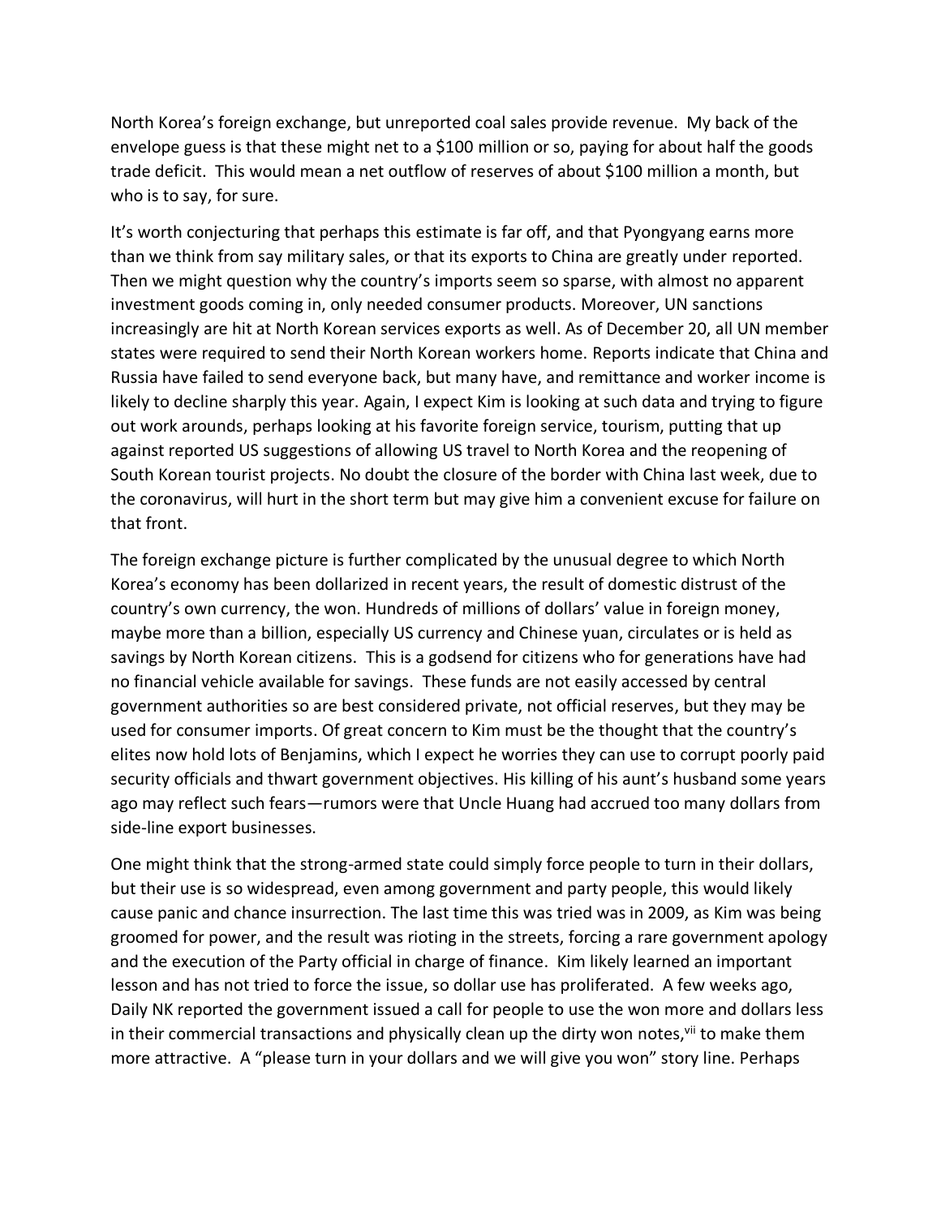North Korea's foreign exchange, but unreported coal sales provide revenue. My back of the envelope guess is that these might net to a $100 million or so, paying for about half the goods trade deficit. This would mean a net outflow of reserves of about $100 million a month, but who is to say, for sure.

It's worth conjecturing that perhaps this estimate is far off, and that Pyongyang earns more than we think from say military sales, or that its exports to China are greatly under reported. Then we might question why the country's imports seem so sparse, with almost no apparent investment goods coming in, only needed consumer products. Moreover, UN sanctions increasingly are hit at North Korean services exports as well. As of December 20, all UN member states were required to send their North Korean workers home. Reports indicate that China and Russia have failed to send everyone back, but many have, and remittance and worker income is likely to decline sharply this year. Again, I expect Kim is looking at such data and trying to figure out work arounds, perhaps looking at his favorite foreign service, tourism, putting that up against reported US suggestions of allowing US travel to North Korea and the reopening of South Korean tourist projects. No doubt the closure of the border with China last week, due to the coronavirus, will hurt in the short term but may give him a convenient excuse for failure on that front.

The foreign exchange picture is further complicated by the unusual degree to which North Korea's economy has been dollarized in recent years, the result of domestic distrust of the country's own currency, the won. Hundreds of millions of dollars' value in foreign money, maybe more than a billion, especially US currency and Chinese yuan, circulates or is held as savings by North Korean citizens. This is a godsend for citizens who for generations have had no financial vehicle available for savings. These funds are not easily accessed by central government authorities so are best considered private, not official reserves, but they may be used for consumer imports. Of great concern to Kim must be the thought that the country's elites now hold lots of Benjamins, which I expect he worries they can use to corrupt poorly paid security officials and thwart government objectives. His killing of his aunt's husband some years ago may reflect such fears—rumors were that Uncle Huang had accrued too many dollars from side-line export businesses.

One might think that the strong-armed state could simply force people to turn in their dollars, but their use is so widespread, even among government and party people, this would likely cause panic and chance insurrection. The last time this was tried was in 2009, as Kim was being groomed for power, and the result was rioting in the streets, forcing a rare government apology and the execution of the Party official in charge of finance. Kim likely learned an important lesson and has not tried to force the issue, so dollar use has proliferated. A few weeks ago, Daily NK reported the government issued a call for people to use the won more and dollars less in their commercial transactions and physically clean up the dirty won notes,[vii] to make them more attractive. A "please turn in your dollars and we will give you won" story line. Perhaps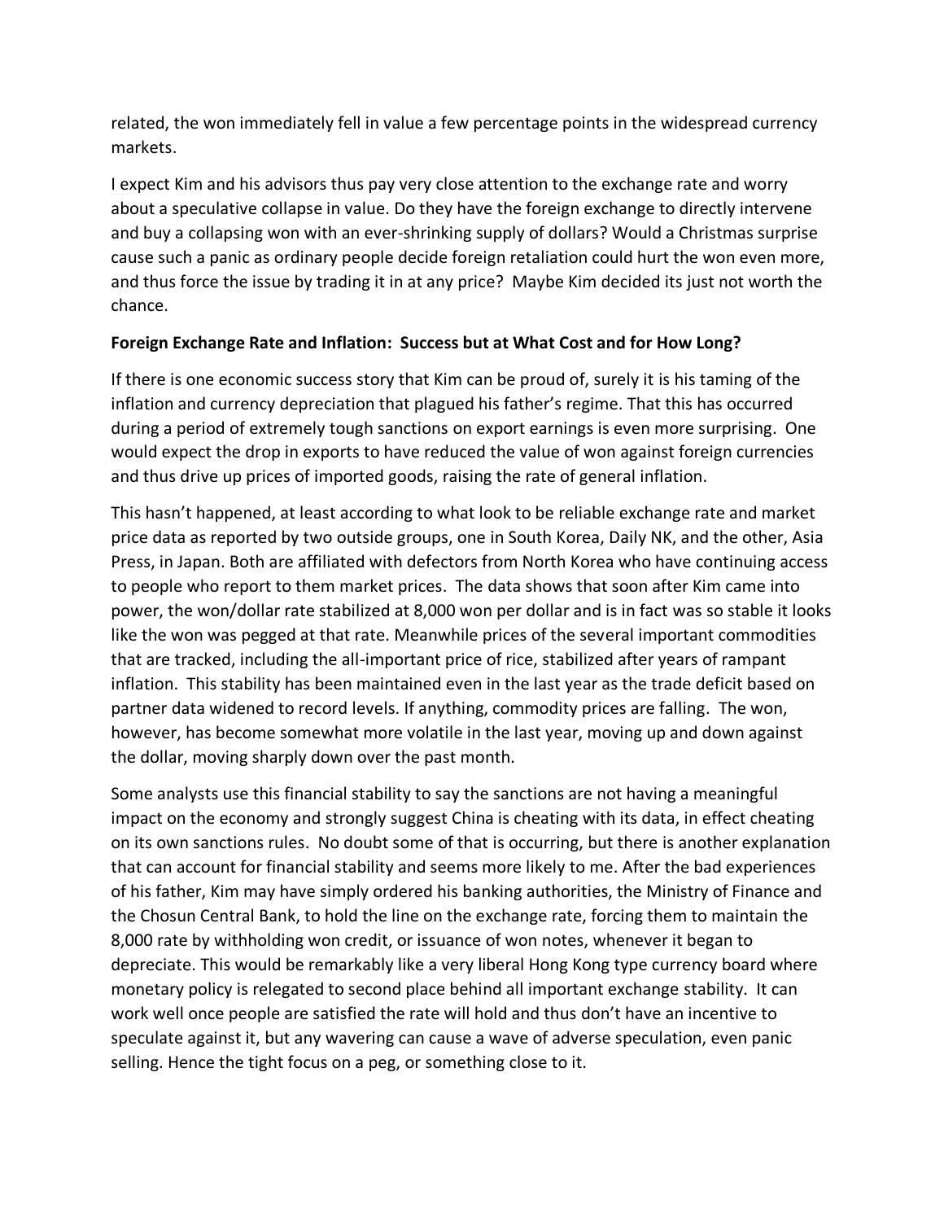related, the won immediately fell in value a few percentage points in the widespread currency markets.

I expect Kim and his advisors thus pay very close attention to the exchange rate and worry about a speculative collapse in value. Do they have the foreign exchange to directly intervene and buy a collapsing won with an ever-shrinking supply of dollars? Would a Christmas surprise cause such a panic as ordinary people decide foreign retaliation could hurt the won even more, and thus force the issue by trading it in at any price? Maybe Kim decided its just not worth the chance.

**Foreign Exchange Rate and Inflation: Success but at What Cost and for How Long?**

If there is one economic success story that Kim can be proud of, surely it is his taming of the inflation and currency depreciation that plagued his father's regime. That this has occurred during a period of extremely tough sanctions on export earnings is even more surprising. One would expect the drop in exports to have reduced the value of won against foreign currencies and thus drive up prices of imported goods, raising the rate of general inflation.

This hasn't happened, at least according to what look to be reliable exchange rate and market price data as reported by two outside groups, one in South Korea, Daily NK, and the other, Asia Press, in Japan. Both are affiliated with defectors from North Korea who have continuing access to people who report to them market prices. The data shows that soon after Kim came into power, the won/dollar rate stabilized at 8,000 won per dollar and is in fact was so stable it looks like the won was pegged at that rate. Meanwhile prices of the several important commodities that are tracked, including the all-important price of rice, stabilized after years of rampant inflation. This stability has been maintained even in the last year as the trade deficit based on partner data widened to record levels. If anything, commodity prices are falling. The won, however, has become somewhat more volatile in the last year, moving up and down against the dollar, moving sharply down over the past month.

Some analysts use this financial stability to say the sanctions are not having a meaningful impact on the economy and strongly suggest China is cheating with its data, in effect cheating on its own sanctions rules. No doubt some of that is occurring, but there is another explanation that can account for financial stability and seems more likely to me. After the bad experiences of his father, Kim may have simply ordered his banking authorities, the Ministry of Finance and the Chosun Central Bank, to hold the line on the exchange rate, forcing them to maintain the 8,000 rate by withholding won credit, or issuance of won notes, whenever it began to depreciate. This would be remarkably like a very liberal Hong Kong type currency board where monetary policy is relegated to second place behind all important exchange stability. It can work well once people are satisfied the rate will hold and thus don't have an incentive to speculate against it, but any wavering can cause a wave of adverse speculation, even panic selling. Hence the tight focus on a peg, or something close to it.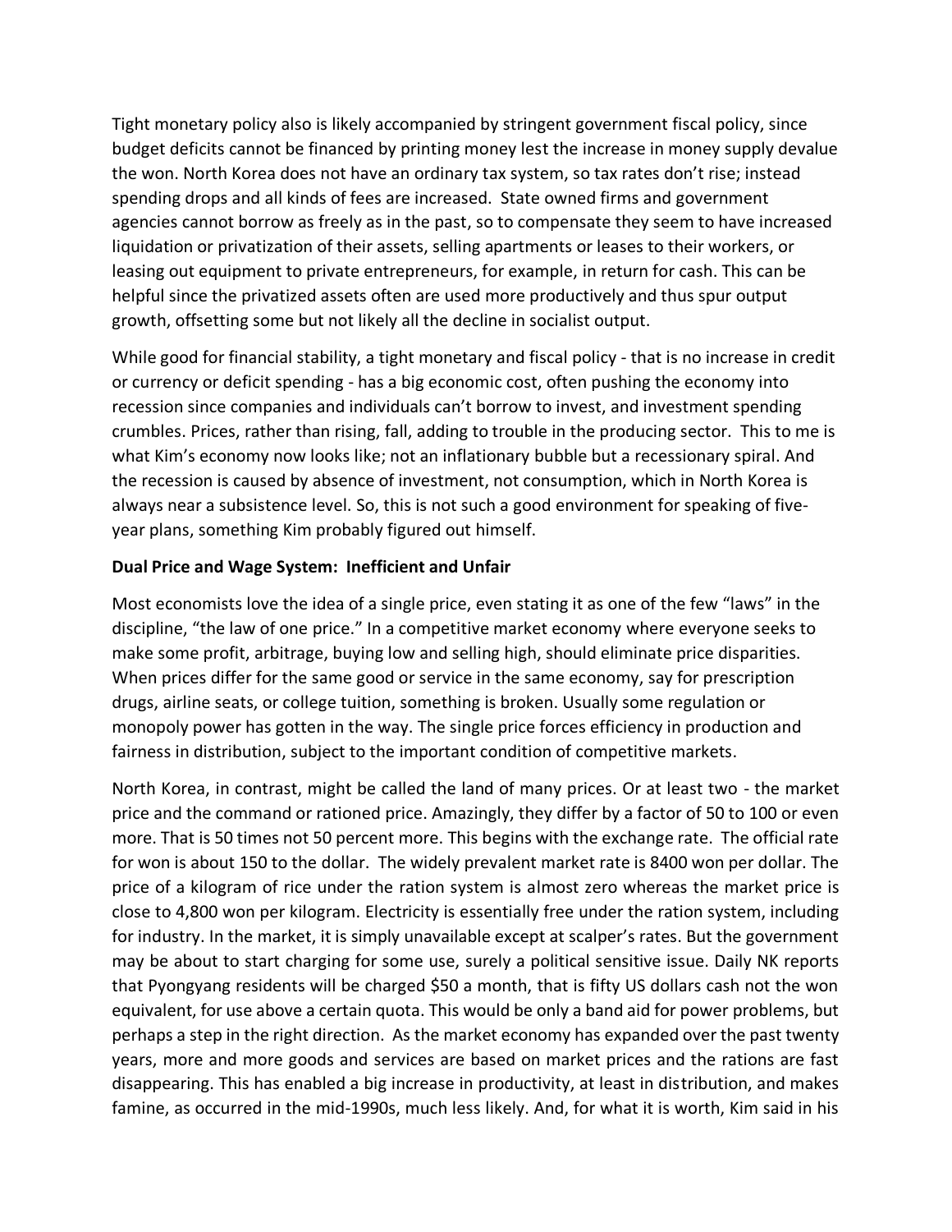Tight monetary policy also is likely accompanied by stringent government fiscal policy, since budget deficits cannot be financed by printing money lest the increase in money supply devalue the won. North Korea does not have an ordinary tax system, so tax rates don't rise; instead spending drops and all kinds of fees are increased. State owned firms and government agencies cannot borrow as freely as in the past, so to compensate they seem to have increased liquidation or privatization of their assets, selling apartments or leases to their workers, or leasing out equipment to private entrepreneurs, for example, in return for cash. This can be helpful since the privatized assets often are used more productively and thus spur output growth, offsetting some but not likely all the decline in socialist output.

While good for financial stability, a tight monetary and fiscal policy - that is no increase in credit or currency or deficit spending - has a big economic cost, often pushing the economy into recession since companies and individuals can't borrow to invest, and investment spending crumbles. Prices, rather than rising, fall, adding to trouble in the producing sector. This to me is what Kim's economy now looks like; not an inflationary bubble but a recessionary spiral. And the recession is caused by absence of investment, not consumption, which in North Korea is always near a subsistence level. So, this is not such a good environment for speaking of five-year plans, something Kim probably figured out himself.

**Dual Price and Wage System: Inefficient and Unfair**

Most economists love the idea of a single price, even stating it as one of the few "laws" in the discipline, "the law of one price." In a competitive market economy where everyone seeks to make some profit, arbitrage, buying low and selling high, should eliminate price disparities. When prices differ for the same good or service in the same economy, say for prescription drugs, airline seats, or college tuition, something is broken. Usually some regulation or monopoly power has gotten in the way. The single price forces efficiency in production and fairness in distribution, subject to the important condition of competitive markets.

North Korea, in contrast, might be called the land of many prices. Or at least two - the market price and the command or rationed price. Amazingly, they differ by a factor of 50 to 100 or even more. That is 50 times not 50 percent more. This begins with the exchange rate. The official rate for won is about 150 to the dollar. The widely prevalent market rate is 8400 won per dollar. The price of a kilogram of rice under the ration system is almost zero whereas the market price is close to 4,800 won per kilogram. Electricity is essentially free under the ration system, including for industry. In the market, it is simply unavailable except at scalper's rates. But the government may be about to start charging for some use, surely a political sensitive issue. Daily NK reports that Pyongyang residents will be charged $50 a month, that is fifty US dollars cash not the won equivalent, for use above a certain quota. This would be only a band aid for power problems, but perhaps a step in the right direction. As the market economy has expanded over the past twenty years, more and more goods and services are based on market prices and the rations are fast disappearing. This has enabled a big increase in productivity, at least in distribution, and makes famine, as occurred in the mid-1990s, much less likely. And, for what it is worth, Kim said in his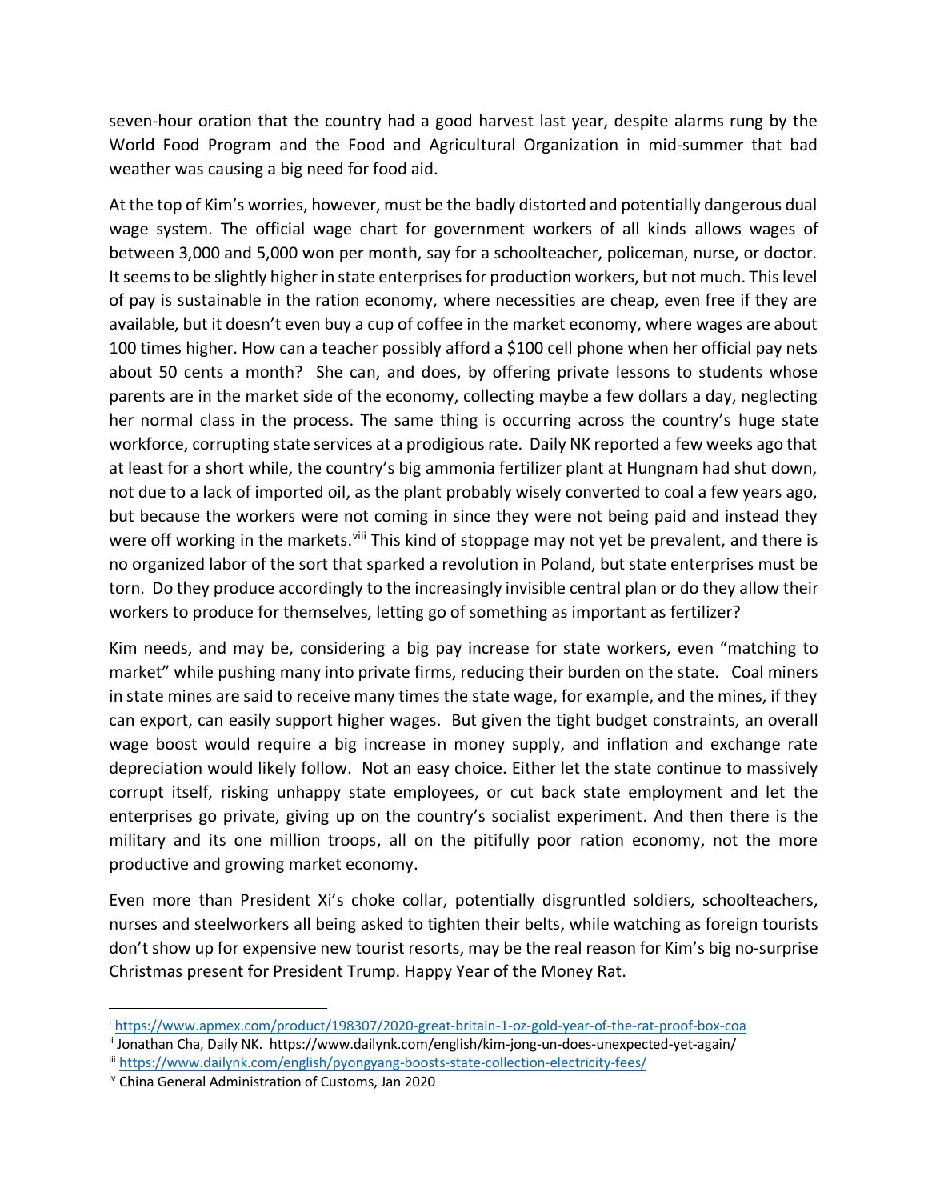seven-hour oration that the country had a good harvest last year, despite alarms rung by the World Food Program and the Food and Agricultural Organization in mid-summer that bad weather was causing a big need for food aid.

At the top of Kim's worries, however, must be the badly distorted and potentially dangerous dual wage system. The official wage chart for government workers of all kinds allows wages of between 3,000 and 5,000 won per month, say for a schoolteacher, policeman, nurse, or doctor. It seems to be slightly higher in state enterprises for production workers, but not much. This level of pay is sustainable in the ration economy, where necessities are cheap, even free if they are available, but it doesn't even buy a cup of coffee in the market economy, where wages are about 100 times higher. How can a teacher possibly afford a \$100 cell phone when her official pay nets about 50 cents a month? She can, and does, by offering private lessons to students whose parents are in the market side of the economy, collecting maybe a few dollars a day, neglecting her normal class in the process. The same thing is occurring across the country's huge state workforce, corrupting state services at a prodigious rate. Daily NK reported a few weeks ago that at least for a short while, the country's big ammonia fertilizer plant at Hungnam had shut down, not due to a lack of imported oil, as the plant probably wisely converted to coal a few years ago, but because the workers were not coming in since they were not being paid and instead they were off working in the markets.[viii] This kind of stoppage may not yet be prevalent, and there is no organized labor of the sort that sparked a revolution in Poland, but state enterprises must be torn. Do they produce accordingly to the increasingly invisible central plan or do they allow their workers to produce for themselves, letting go of something as important as fertilizer?

Kim needs, and may be, considering a big pay increase for state workers, even "matching to market" while pushing many into private firms, reducing their burden on the state. Coal miners in state mines are said to receive many times the state wage, for example, and the mines, if they can export, can easily support higher wages. But given the tight budget constraints, an overall wage boost would require a big increase in money supply, and inflation and exchange rate depreciation would likely follow. Not an easy choice. Either let the state continue to massively corrupt itself, risking unhappy state employees, or cut back state employment and let the enterprises go private, giving up on the country's socialist experiment. And then there is the military and its one million troops, all on the pitifully poor ration economy, not the more productive and growing market economy.

Even more than President Xi's choke collar, potentially disgruntled soldiers, schoolteachers, nurses and steelworkers all being asked to tighten their belts, while watching as foreign tourists don't show up for expensive new tourist resorts, may be the real reason for Kim's big no-surprise Christmas present for President Trump. Happy Year of the Money Rat.

---

[i] https://www.apmex.com/product/198307/2020-great-britain-1-oz-gold-year-of-the-rat-proof-box-coa

[ii] Jonathan Cha, Daily NK. https://www.dailynk.com/english/kim-jong-un-does-unexpected-yet-again/

[iii] https://www.dailynk.com/english/pyongyang-boosts-state-collection-electricity-fees/

[iv] China General Administration of Customs, Jan 2020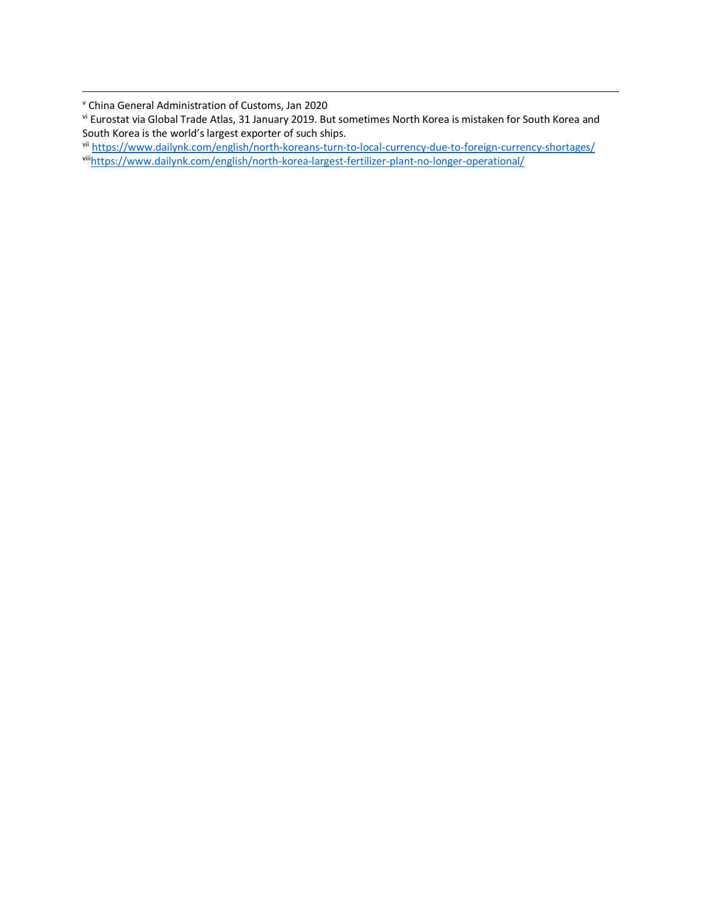---

[v] China General Administration of Customs, Jan 2020

[vi] Eurostat via Global Trade Atlas, 31 January 2019. But sometimes North Korea is mistaken for South Korea and South Korea is the world's largest exporter of such ships.

[vii] https://www.dailynk.com/english/north-koreans-turn-to-local-currency-due-to-foreign-currency-shortages/

[viii] https://www.dailynk.com/english/north-korea-largest-fertilizer-plant-no-longer-operational/